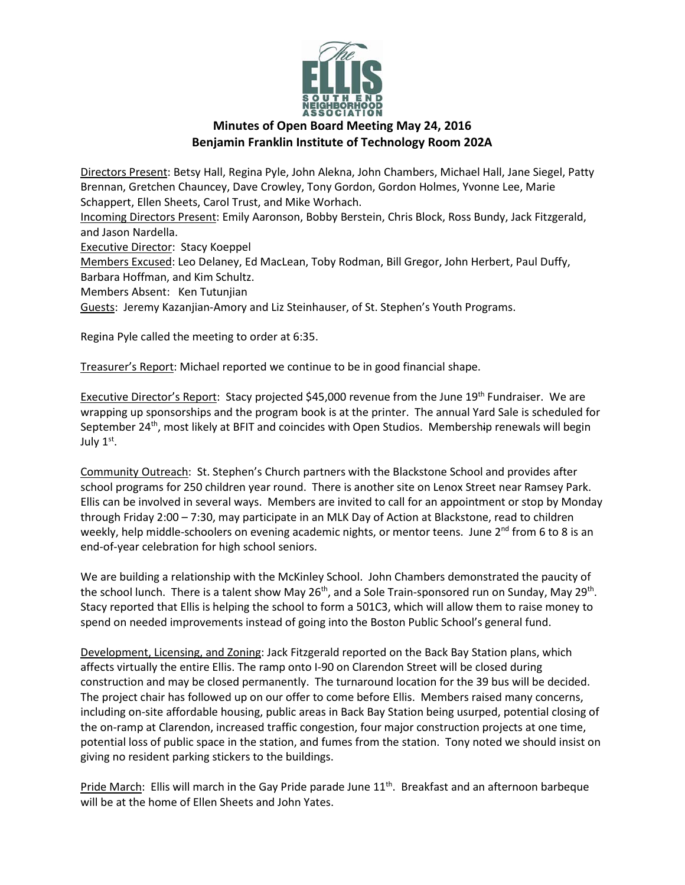# Minutes of Open Board Meeting May 24, 2016
## Benjamin Franklin Institute of Technology Room 202A

Directors Present: Betsy Hall, Regina Pyle, John Alekna, John Chambers, Michael Hall, Jane Siegel, Patty Brennan, Gretchen Chauncey, Dave Crowley, Tony Gordon, Gordon Holmes, Yvonne Lee, Marie Schappert, Ellen Sheets, Carol Trust, and Mike Worhach.
Incoming Directors Present: Emily Aaronson, Bobby Berstein, Chris Block, Ross Bundy, Jack Fitzgerald, and Jason Nardella.
Executive Director: Stacy Koeppel
Members Excused: Leo Delaney, Ed MacLean, Toby Rodman, Bill Gregor, John Herbert, Paul Duffy, Barbara Hoffman, and Kim Schultz.
Members Absent: Ken Tutunjian
Guests: Jeremy Kazanjian-Amory and Liz Steinhauser, of St. Stephen's Youth Programs.

Regina Pyle called the meeting to order at 6:35.

Treasurer's Report: Michael reported we continue to be in good financial shape.

Executive Director's Report: Stacy projected $45,000 revenue from the June 19th Fundraiser. We are wrapping up sponsorships and the program book is at the printer. The annual Yard Sale is scheduled for September 24th, most likely at BFIT and coincides with Open Studios. Membership renewals will begin July 1st.

Community Outreach: St. Stephen's Church partners with the Blackstone School and provides after school programs for 250 children year round. There is another site on Lenox Street near Ramsey Park. Ellis can be involved in several ways. Members are invited to call for an appointment or stop by Monday through Friday 2:00 – 7:30, may participate in an MLK Day of Action at Blackstone, read to children weekly, help middle-schoolers on evening academic nights, or mentor teens. June 2nd from 6 to 8 is an end-of-year celebration for high school seniors.

We are building a relationship with the McKinley School. John Chambers demonstrated the paucity of the school lunch. There is a talent show May 26th, and a Sole Train-sponsored run on Sunday, May 29th. Stacy reported that Ellis is helping the school to form a 501C3, which will allow them to raise money to spend on needed improvements instead of going into the Boston Public School's general fund.

Development, Licensing, and Zoning: Jack Fitzgerald reported on the Back Bay Station plans, which affects virtually the entire Ellis. The ramp onto I-90 on Clarendon Street will be closed during construction and may be closed permanently. The turnaround location for the 39 bus will be decided. The project chair has followed up on our offer to come before Ellis. Members raised many concerns, including on-site affordable housing, public areas in Back Bay Station being usurped, potential closing of the on-ramp at Clarendon, increased traffic congestion, four major construction projects at one time, potential loss of public space in the station, and fumes from the station. Tony noted we should insist on giving no resident parking stickers to the buildings.

Pride March: Ellis will march in the Gay Pride parade June 11th. Breakfast and an afternoon barbeque will be at the home of Ellen Sheets and John Yates.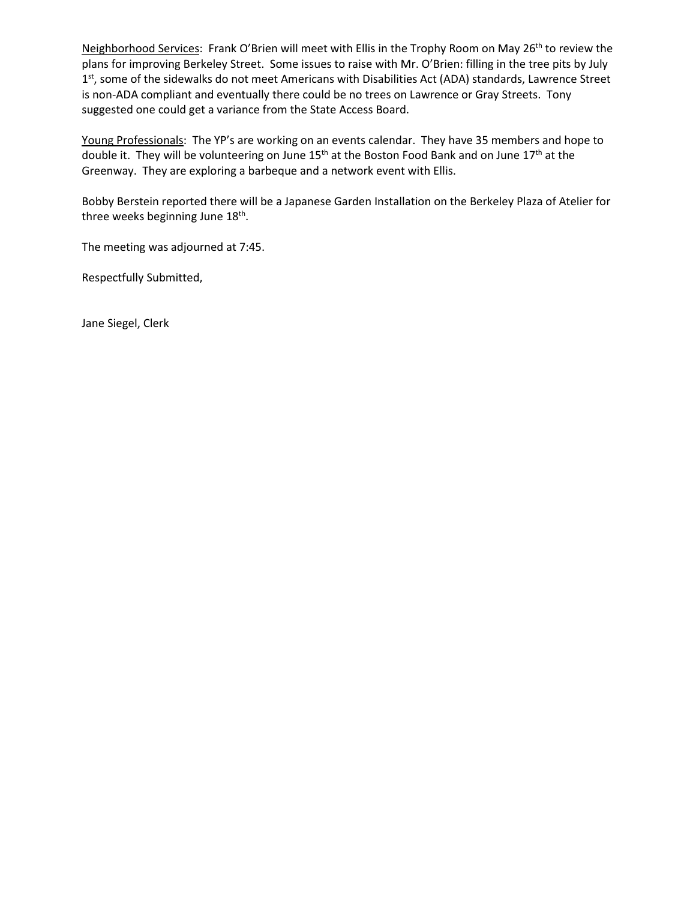Neighborhood Services: Frank O'Brien will meet with Ellis in the Trophy Room on May 26th to review the plans for improving Berkeley Street. Some issues to raise with Mr. O'Brien: filling in the tree pits by July 1st, some of the sidewalks do not meet Americans with Disabilities Act (ADA) standards, Lawrence Street is non-ADA compliant and eventually there could be no trees on Lawrence or Gray Streets. Tony suggested one could get a variance from the State Access Board.

Young Professionals: The YP's are working on an events calendar. They have 35 members and hope to double it. They will be volunteering on June 15th at the Boston Food Bank and on June 17th at the Greenway. They are exploring a barbeque and a network event with Ellis.

Bobby Berstein reported there will be a Japanese Garden Installation on the Berkeley Plaza of Atelier for three weeks beginning June 18th.

The meeting was adjourned at 7:45.

Respectfully Submitted,

Jane Siegel, Clerk